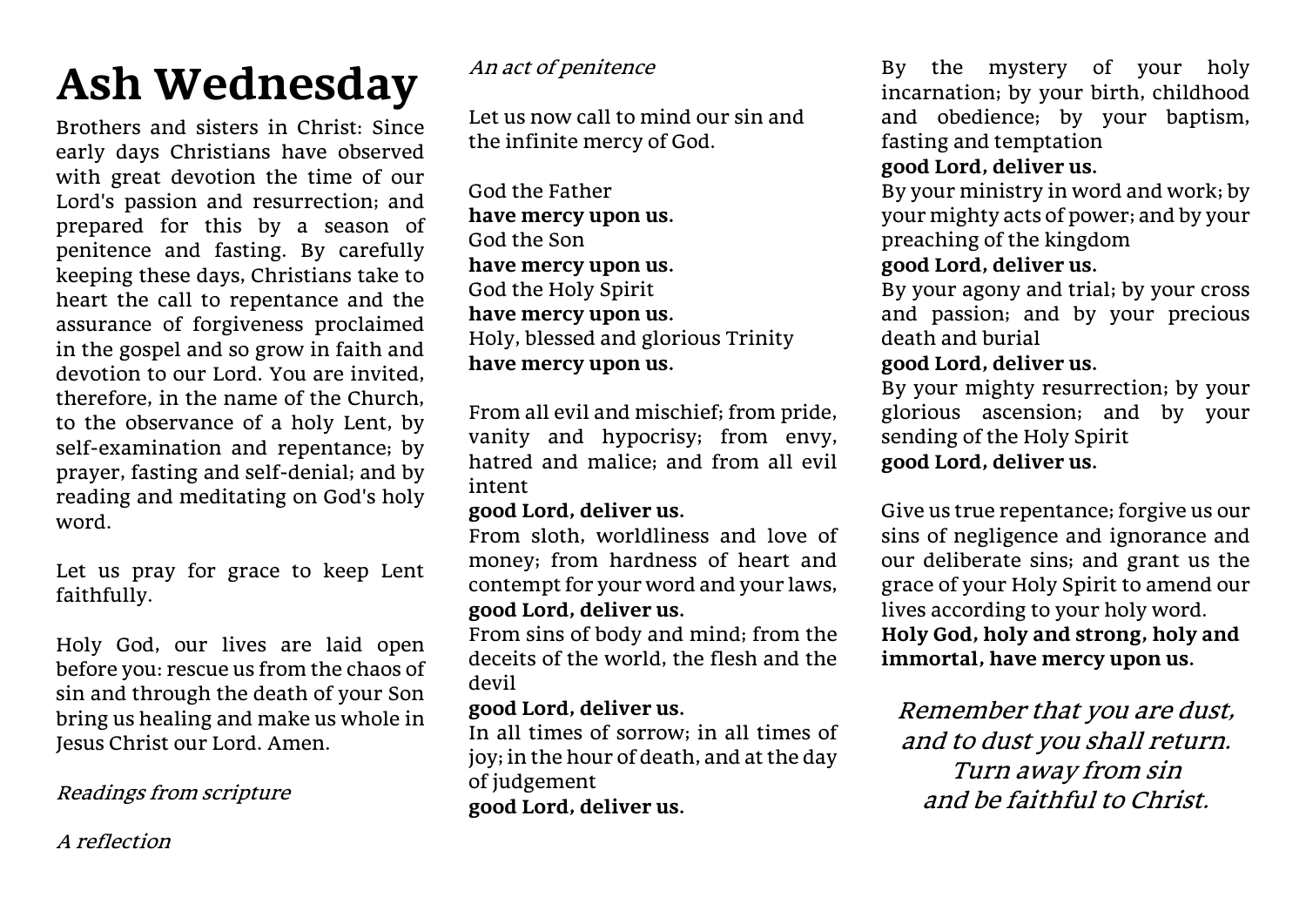# Ash Wednesday

Brothers and sisters in Christ: Since early days Christians have observed with great devotion the time of our Lord's passion and resurrection; and prepared for this by a season of penitence and fasting. By carefully keeping these days, Christians take to heart the call to repentance and the assurance of forgiveness proclaimed in the gospel and so grow in faith and devotion to our Lord. You are invited, therefore, in the name of the Church, to the observance of a holy Lent, by self-examination and repentance; by prayer, fasting and self-denial; and by reading and meditating on God's holy word.

Let us pray for grace to keep Lent faithfully.

Holy God, our lives are laid open before you: rescue us from the chaos of sin and through the death of your Son bring us healing and make us whole in Jesus Christ our Lord. Amen.

*Readings from scripture*

*A reflection*

*An act of penitence*

Let us now call to mind our sin and the infinite mercy of God.

God the Father
**have mercy upon us.**
God the Son
**have mercy upon us.**
God the Holy Spirit
**have mercy upon us.**
Holy, blessed and glorious Trinity
**have mercy upon us.**

From all evil and mischief; from pride, vanity and hypocrisy; from envy, hatred and malice; and from all evil intent
**good Lord, deliver us.**
From sloth, worldliness and love of money; from hardness of heart and contempt for your word and your laws,
**good Lord, deliver us.**
From sins of body and mind; from the deceits of the world, the flesh and the devil
**good Lord, deliver us.**
In all times of sorrow; in all times of joy; in the hour of death, and at the day of judgement
**good Lord, deliver us.**

By the mystery of your holy incarnation; by your birth, childhood and obedience; by your baptism, fasting and temptation
**good Lord, deliver us.**
By your ministry in word and work; by your mighty acts of power; and by your preaching of the kingdom
**good Lord, deliver us.**
By your agony and trial; by your cross and passion; and by your precious death and burial
**good Lord, deliver us.**
By your mighty resurrection; by your glorious ascension; and by your sending of the Holy Spirit
**good Lord, deliver us.**

Give us true repentance; forgive us our sins of negligence and ignorance and our deliberate sins; and grant us the grace of your Holy Spirit to amend our lives according to your holy word.
**Holy God, holy and strong, holy and immortal, have mercy upon us.**

*Remember that you are dust,*
*and to dust you shall return.*
*Turn away from sin*
*and be faithful to Christ.*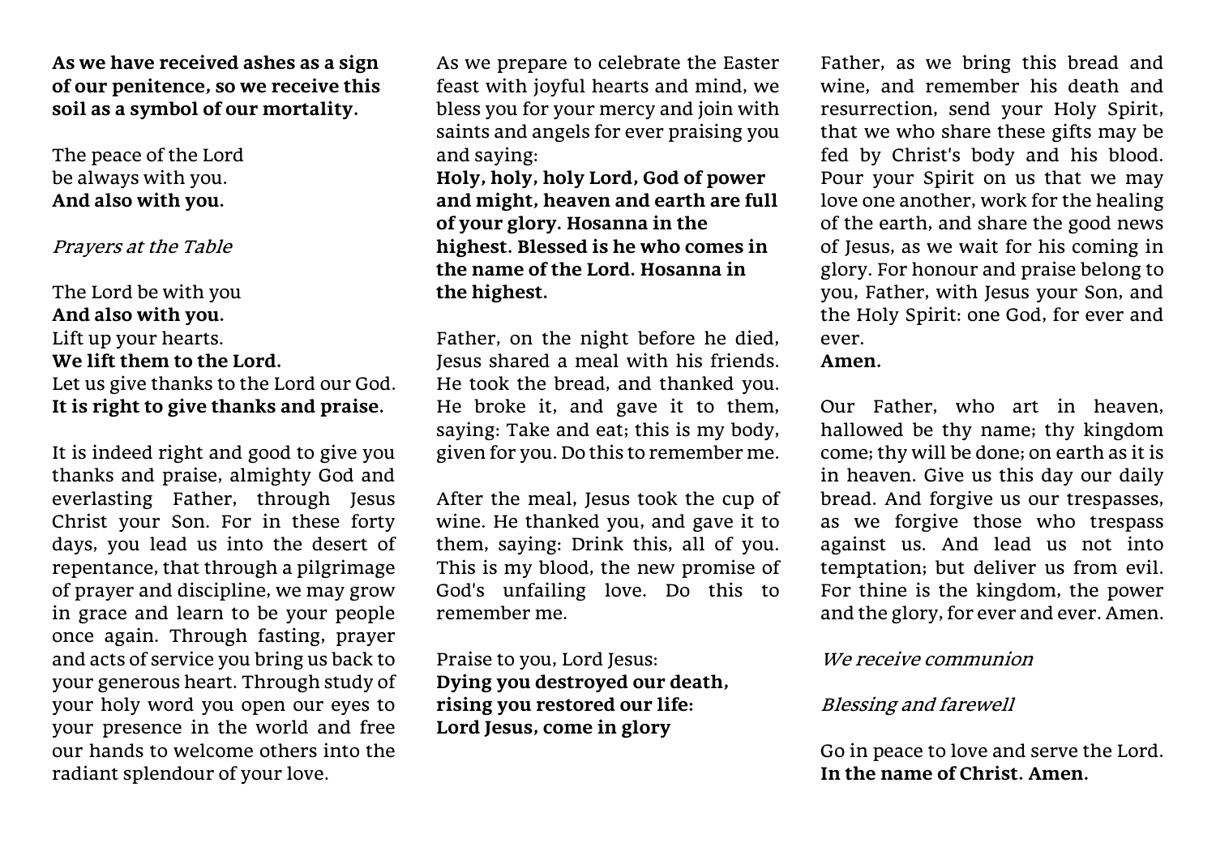**As we have received ashes as a sign of our penitence, so we receive this soil as a symbol of our mortality.**

The peace of the Lord
be always with you.
**And also with you.**

*Prayers at the Table*

The Lord be with you
**And also with you.**
Lift up your hearts.
**We lift them to the Lord.**
Let us give thanks to the Lord our God.
**It is right to give thanks and praise.**

It is indeed right and good to give you thanks and praise, almighty God and everlasting Father, through Jesus Christ your Son. For in these forty days, you lead us into the desert of repentance, that through a pilgrimage of prayer and discipline, we may grow in grace and learn to be your people once again. Through fasting, prayer and acts of service you bring us back to your generous heart. Through study of your holy word you open our eyes to your presence in the world and free our hands to welcome others into the radiant splendour of your love.

As we prepare to celebrate the Easter feast with joyful hearts and mind, we bless you for your mercy and join with saints and angels for ever praising you and saying:
**Holy, holy, holy Lord, God of power and might, heaven and earth are full of your glory. Hosanna in the highest. Blessed is he who comes in the name of the Lord. Hosanna in the highest.**

Father, on the night before he died, Jesus shared a meal with his friends. He took the bread, and thanked you. He broke it, and gave it to them, saying: Take and eat; this is my body, given for you. Do this to remember me.

After the meal, Jesus took the cup of wine. He thanked you, and gave it to them, saying: Drink this, all of you. This is my blood, the new promise of God's unfailing love. Do this to remember me.

Praise to you, Lord Jesus:
**Dying you destroyed our death,**
**rising you restored our life:**
**Lord Jesus, come in glory**

Father, as we bring this bread and wine, and remember his death and resurrection, send your Holy Spirit, that we who share these gifts may be fed by Christ's body and his blood. Pour your Spirit on us that we may love one another, work for the healing of the earth, and share the good news of Jesus, as we wait for his coming in glory. For honour and praise belong to you, Father, with Jesus your Son, and the Holy Spirit: one God, for ever and ever.
**Amen.**

Our Father, who art in heaven, hallowed be thy name; thy kingdom come; thy will be done; on earth as it is in heaven. Give us this day our daily bread. And forgive us our trespasses, as we forgive those who trespass against us. And lead us not into temptation; but deliver us from evil. For thine is the kingdom, the power and the glory, for ever and ever. Amen.

*We receive communion*

*Blessing and farewell*

Go in peace to love and serve the Lord.
**In the name of Christ. Amen.**